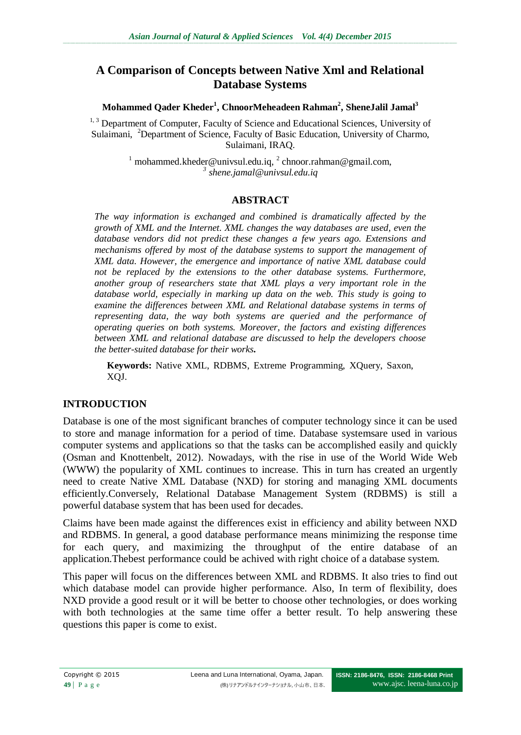# A Comparison of Concepts between Native Xml and Relational Database Systems

**Mohammed Qader Kheder[1], ChnoorMeheadeen Rahman[2], SheneJalil Jamal[3]**

[1, 3] Department of Computer, Faculty of Science and Educational Sciences, University of Sulaimani, [2]Department of Science, Faculty of Basic Education, University of Charmo, Sulaimani, IRAQ.

[1] mohammed.kheder@univsul.edu.iq, [2] chnoor.rahman@gmail.com,
[3] *shene.jamal@univsul.edu.iq*

## ABSTRACT

*The way information is exchanged and combined is dramatically affected by the growth of XML and the Internet. XML changes the way databases are used, even the database vendors did not predict these changes a few years ago. Extensions and mechanisms offered by most of the database systems to support the management of XML data. However, the emergence and importance of native XML database could not be replaced by the extensions to the other database systems. Furthermore, another group of researchers state that XML plays a very important role in the database world, especially in marking up data on the web. This study is going to examine the differences between XML and Relational database systems in terms of representing data, the way both systems are queried and the performance of operating queries on both systems. Moreover, the factors and existing differences between XML and relational database are discussed to help the developers choose the better-suited database for their works.*

**Keywords:** Native XML, RDBMS, Extreme Programming, XQuery, Saxon, XQJ.

## INTRODUCTION

Database is one of the most significant branches of computer technology since it can be used to store and manage information for a period of time. Database systemsare used in various computer systems and applications so that the tasks can be accomplished easily and quickly (Osman and Knottenbelt, 2012). Nowadays, with the rise in use of the World Wide Web (WWW) the popularity of XML continues to increase. This in turn has created an urgently need to create Native XML Database (NXD) for storing and managing XML documents efficiently.Conversely, Relational Database Management System (RDBMS) is still a powerful database system that has been used for decades.

Claims have been made against the differences exist in efficiency and ability between NXD and RDBMS. In general, a good database performance means minimizing the response time for each query, and maximizing the throughput of the entire database of an application.Thebest performance could be achived with right choice of a database system.

This paper will focus on the differences between XML and RDBMS. It also tries to find out which database model can provide higher performance. Also, In term of flexibility, does NXD provide a good result or it will be better to choose other technologies, or does working with both technologies at the same time offer a better result. To help answering these questions this paper is come to exist.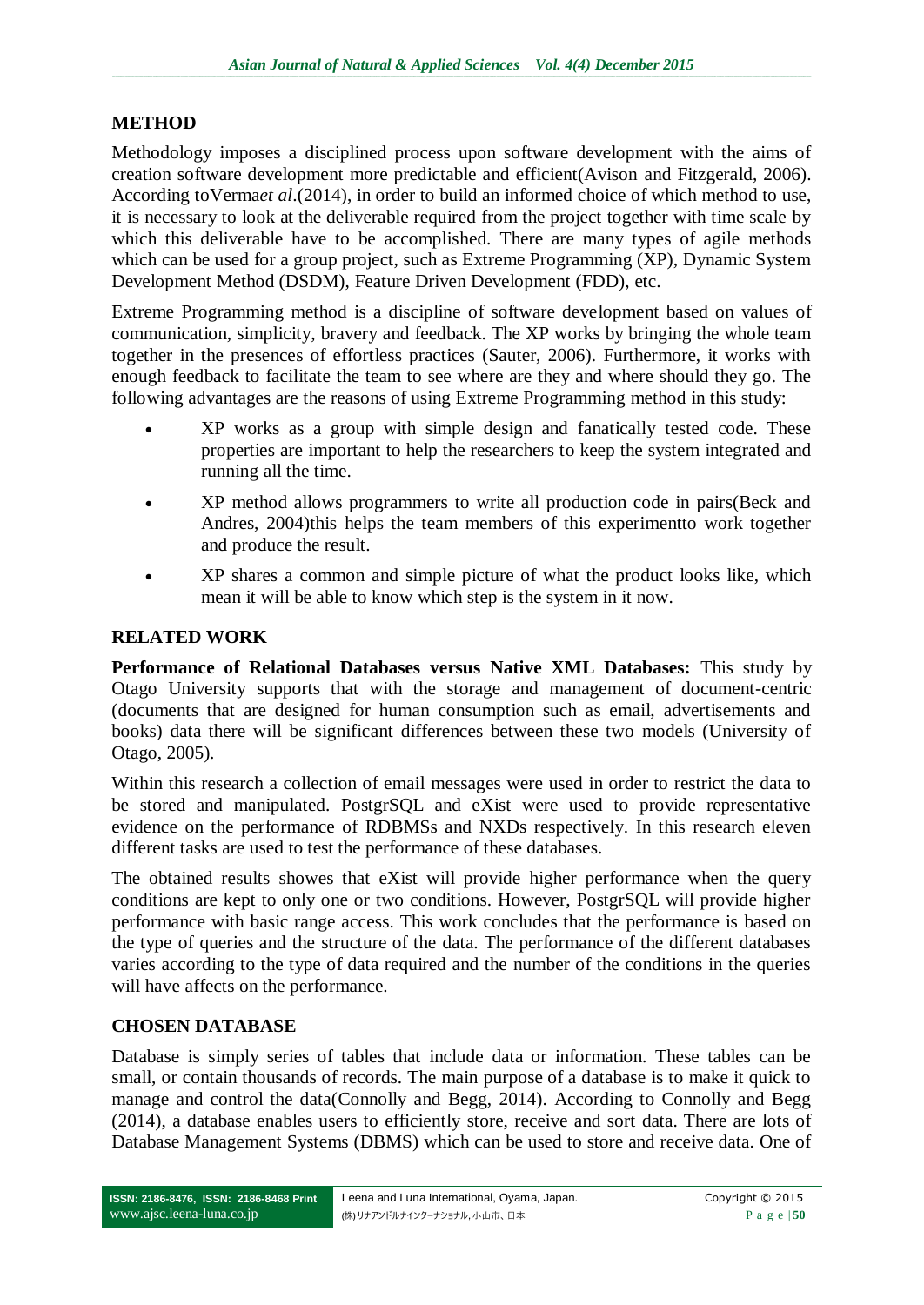## METHOD

Methodology imposes a disciplined process upon software development with the aims of creation software development more predictable and efficient(Avison and Fitzgerald, 2006). According toVerma*et al*.(2014), in order to build an informed choice of which method to use, it is necessary to look at the deliverable required from the project together with time scale by which this deliverable have to be accomplished. There are many types of agile methods which can be used for a group project, such as Extreme Programming (XP), Dynamic System Development Method (DSDM), Feature Driven Development (FDD), etc.

Extreme Programming method is a discipline of software development based on values of communication, simplicity, bravery and feedback. The XP works by bringing the whole team together in the presences of effortless practices (Sauter, 2006). Furthermore, it works with enough feedback to facilitate the team to see where are they and where should they go. The following advantages are the reasons of using Extreme Programming method in this study:

- XP works as a group with simple design and fanatically tested code. These properties are important to help the researchers to keep the system integrated and running all the time.
- XP method allows programmers to write all production code in pairs(Beck and Andres, 2004)this helps the team members of this experimentto work together and produce the result.
- XP shares a common and simple picture of what the product looks like, which mean it will be able to know which step is the system in it now.

## RELATED WORK

**Performance of Relational Databases versus Native XML Databases:** This study by Otago University supports that with the storage and management of document-centric (documents that are designed for human consumption such as email, advertisements and books) data there will be significant differences between these two models (University of Otago, 2005).

Within this research a collection of email messages were used in order to restrict the data to be stored and manipulated. PostgrSQL and eXist were used to provide representative evidence on the performance of RDBMSs and NXDs respectively. In this research eleven different tasks are used to test the performance of these databases.

The obtained results showes that eXist will provide higher performance when the query conditions are kept to only one or two conditions. However, PostgrSQL will provide higher performance with basic range access. This work concludes that the performance is based on the type of queries and the structure of the data. The performance of the different databases varies according to the type of data required and the number of the conditions in the queries will have affects on the performance.

## CHOSEN DATABASE

Database is simply series of tables that include data or information. These tables can be small, or contain thousands of records. The main purpose of a database is to make it quick to manage and control the data(Connolly and Begg, 2014). According to Connolly and Begg (2014), a database enables users to efficiently store, receive and sort data. There are lots of Database Management Systems (DBMS) which can be used to store and receive data. One of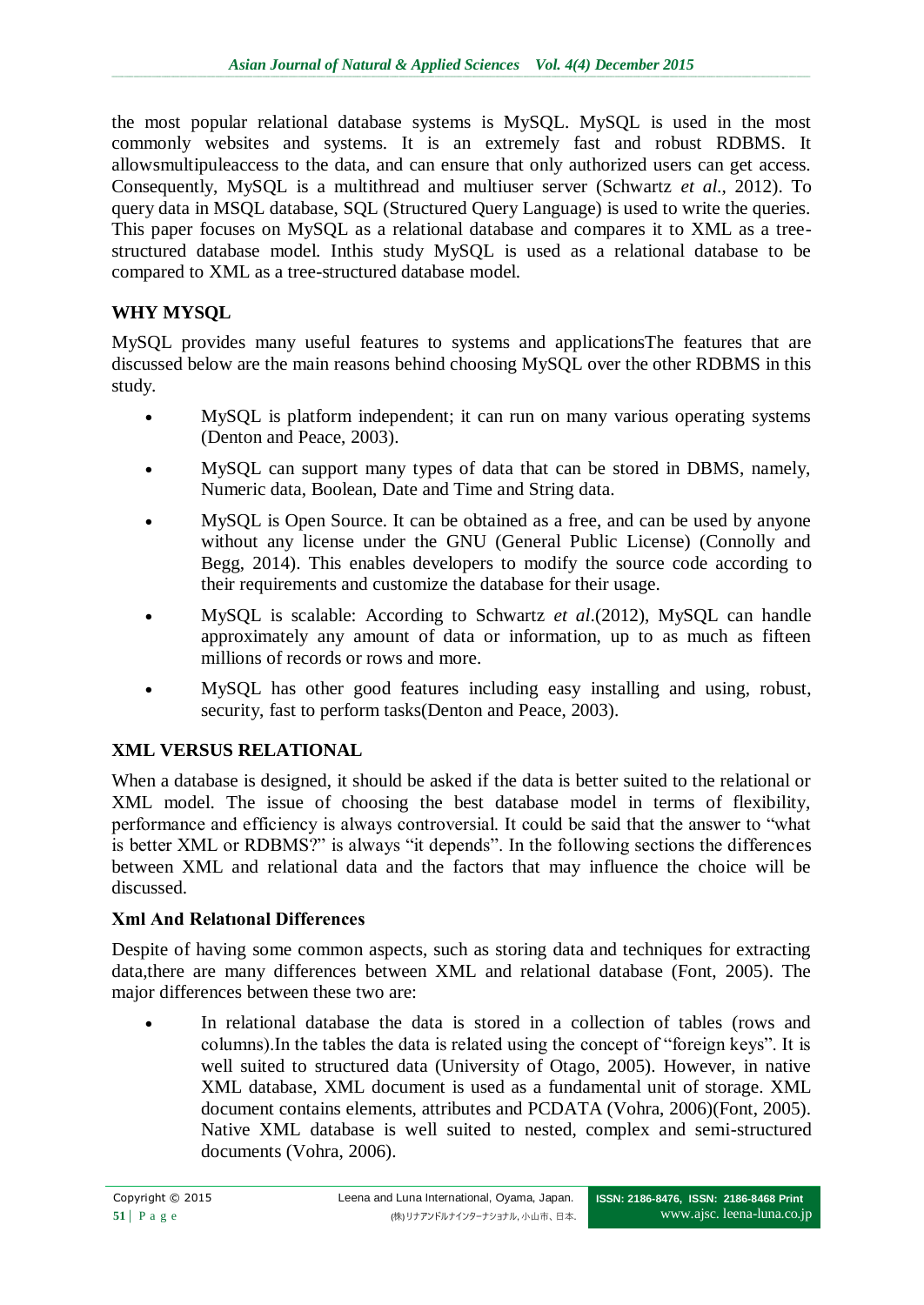the most popular relational database systems is MySQL. MySQL is used in the most commonly websites and systems. It is an extremely fast and robust RDBMS. It allowsmultipuleaccess to the data, and can ensure that only authorized users can get access. Consequently, MySQL is a multithread and multiuser server (Schwartz *et al.*, 2012). To query data in MSQL database, SQL (Structured Query Language) is used to write the queries. This paper focuses on MySQL as a relational database and compares it to XML as a tree-structured database model. Inthis study MySQL is used as a relational database to be compared to XML as a tree-structured database model.

## WHY MYSQL

MySQL provides many useful features to systems and applicationsThe features that are discussed below are the main reasons behind choosing MySQL over the other RDBMS in this study.

- MySQL is platform independent; it can run on many various operating systems (Denton and Peace, 2003).
- MySQL can support many types of data that can be stored in DBMS, namely, Numeric data, Boolean, Date and Time and String data.
- MySQL is Open Source. It can be obtained as a free, and can be used by anyone without any license under the GNU (General Public License) (Connolly and Begg, 2014). This enables developers to modify the source code according to their requirements and customize the database for their usage.
- MySQL is scalable: According to Schwartz *et al*.(2012), MySQL can handle approximately any amount of data or information, up to as much as fifteen millions of records or rows and more.
- MySQL has other good features including easy installing and using, robust, security, fast to perform tasks(Denton and Peace, 2003).

## XML VERSUS RELATIONAL

When a database is designed, it should be asked if the data is better suited to the relational or XML model. The issue of choosing the best database model in terms of flexibility, performance and efficiency is always controversial. It could be said that the answer to "what is better XML or RDBMS?" is always "it depends". In the following sections the differences between XML and relational data and the factors that may influence the choice will be discussed.

### Xml And Relatıonal Differences

Despite of having some common aspects, such as storing data and techniques for extracting data,there are many differences between XML and relational database (Font, 2005). The major differences between these two are:

- In relational database the data is stored in a collection of tables (rows and columns).In the tables the data is related using the concept of "foreign keys". It is well suited to structured data (University of Otago, 2005). However, in native XML database, XML document is used as a fundamental unit of storage. XML document contains elements, attributes and PCDATA (Vohra, 2006)(Font, 2005). Native XML database is well suited to nested, complex and semi-structured documents (Vohra, 2006).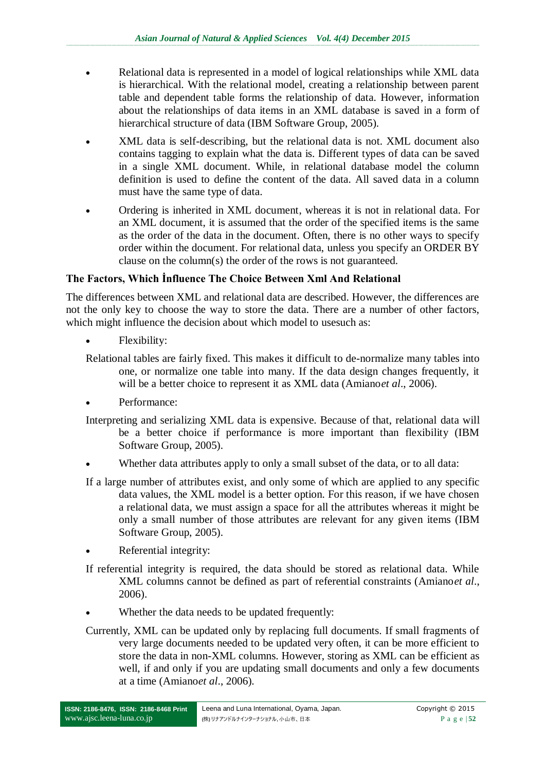- Relational data is represented in a model of logical relationships while XML data is hierarchical. With the relational model, creating a relationship between parent table and dependent table forms the relationship of data. However, information about the relationships of data items in an XML database is saved in a form of hierarchical structure of data (IBM Software Group, 2005).
- XML data is self-describing, but the relational data is not. XML document also contains tagging to explain what the data is. Different types of data can be saved in a single XML document. While, in relational database model the column definition is used to define the content of the data. All saved data in a column must have the same type of data.
- Ordering is inherited in XML document, whereas it is not in relational data. For an XML document, it is assumed that the order of the specified items is the same as the order of the data in the document. Often, there is no other ways to specify order within the document. For relational data, unless you specify an ORDER BY clause on the column(s) the order of the rows is not guaranteed.

**The Factors, Which İnfluence The Choice Between Xml And Relational**

The differences between XML and relational data are described. However, the differences are not the only key to choose the way to store the data. There are a number of other factors, which might influence the decision about which model to usesuch as:

- Flexibility:

Relational tables are fairly fixed. This makes it difficult to de-normalize many tables into one, or normalize one table into many. If the data design changes frequently, it will be a better choice to represent it as XML data (Amiano*et al*., 2006).

- Performance:

Interpreting and serializing XML data is expensive. Because of that, relational data will be a better choice if performance is more important than flexibility (IBM Software Group, 2005).

- Whether data attributes apply to only a small subset of the data, or to all data:

If a large number of attributes exist, and only some of which are applied to any specific data values, the XML model is a better option. For this reason, if we have chosen a relational data, we must assign a space for all the attributes whereas it might be only a small number of those attributes are relevant for any given items (IBM Software Group, 2005).

- Referential integrity:

If referential integrity is required, the data should be stored as relational data. While XML columns cannot be defined as part of referential constraints (Amiano*et al*., 2006).

- Whether the data needs to be updated frequently:

Currently, XML can be updated only by replacing full documents. If small fragments of very large documents needed to be updated very often, it can be more efficient to store the data in non-XML columns. However, storing as XML can be efficient as well, if and only if you are updating small documents and only a few documents at a time (Amiano*et al*., 2006).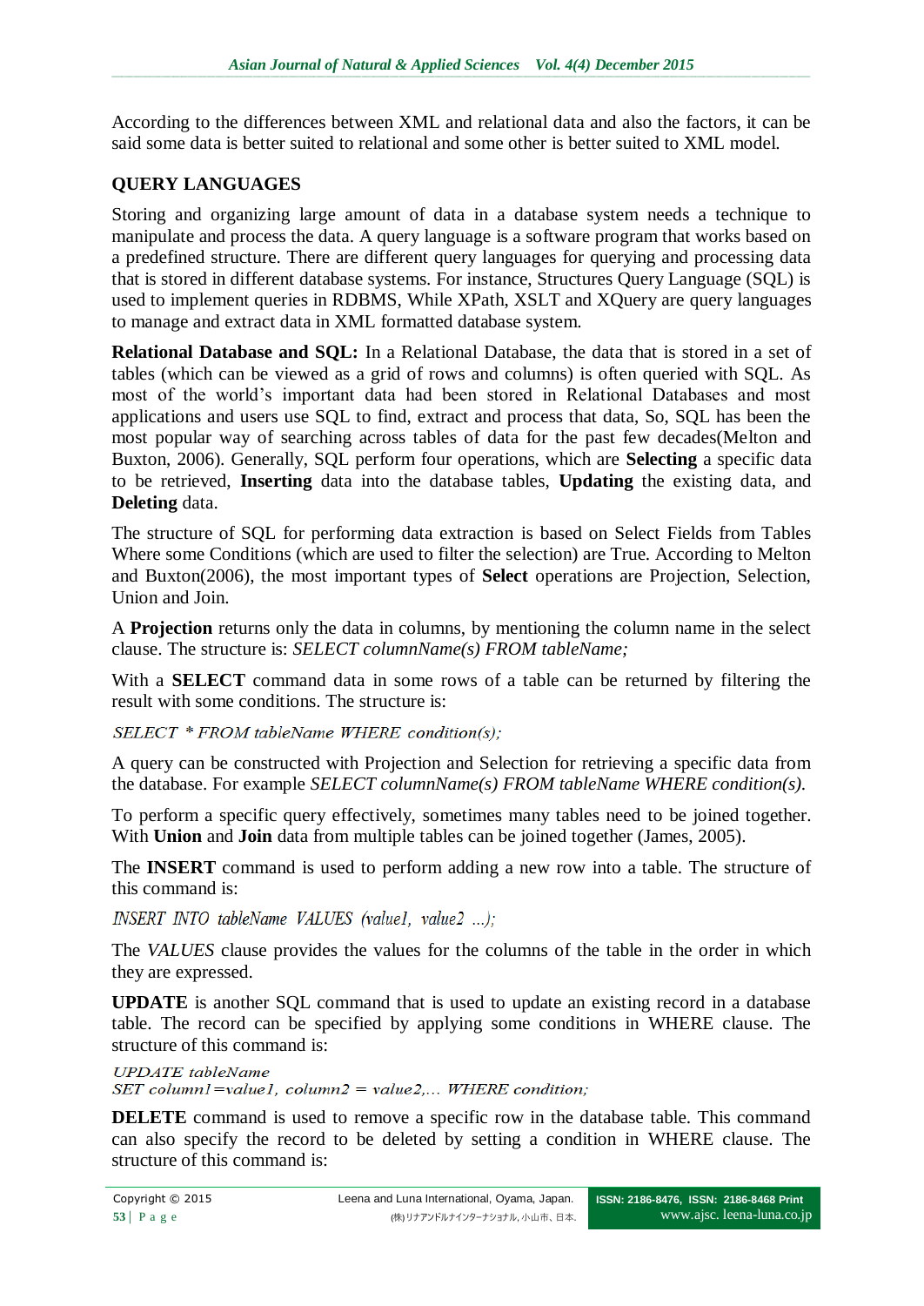According to the differences between XML and relational data and also the factors, it can be said some data is better suited to relational and some other is better suited to XML model.

## QUERY LANGUAGES

Storing and organizing large amount of data in a database system needs a technique to manipulate and process the data. A query language is a software program that works based on a predefined structure. There are different query languages for querying and processing data that is stored in different database systems. For instance, Structures Query Language (SQL) is used to implement queries in RDBMS, While XPath, XSLT and XQuery are query languages to manage and extract data in XML formatted database system.

**Relational Database and SQL:** In a Relational Database, the data that is stored in a set of tables (which can be viewed as a grid of rows and columns) is often queried with SQL. As most of the world's important data had been stored in Relational Databases and most applications and users use SQL to find, extract and process that data, So, SQL has been the most popular way of searching across tables of data for the past few decades(Melton and Buxton, 2006). Generally, SQL perform four operations, which are **Selecting** a specific data to be retrieved, **Inserting** data into the database tables, **Updating** the existing data, and **Deleting** data.

The structure of SQL for performing data extraction is based on Select Fields from Tables Where some Conditions (which are used to filter the selection) are True. According to Melton and Buxton(2006), the most important types of **Select** operations are Projection, Selection, Union and Join.

A **Projection** returns only the data in columns, by mentioning the column name in the select clause. The structure is: *SELECT columnName(s) FROM tableName;*

With a **SELECT** command data in some rows of a table can be returned by filtering the result with some conditions. The structure is:

*SELECT * FROM tableName WHERE condition(s);*

A query can be constructed with Projection and Selection for retrieving a specific data from the database. For example *SELECT columnName(s) FROM tableName WHERE condition(s).*

To perform a specific query effectively, sometimes many tables need to be joined together. With **Union** and **Join** data from multiple tables can be joined together (James, 2005).

The **INSERT** command is used to perform adding a new row into a table. The structure of this command is:

*INSERT INTO tableName VALUES (value1, value2 ...);*

The *VALUES* clause provides the values for the columns of the table in the order in which they are expressed.

**UPDATE** is another SQL command that is used to update an existing record in a database table. The record can be specified by applying some conditions in WHERE clause. The structure of this command is:

*UPDATE tableName*
*SET column1=value1, column2 = value2,... WHERE condition;*

**DELETE** command is used to remove a specific row in the database table. This command can also specify the record to be deleted by setting a condition in WHERE clause. The structure of this command is: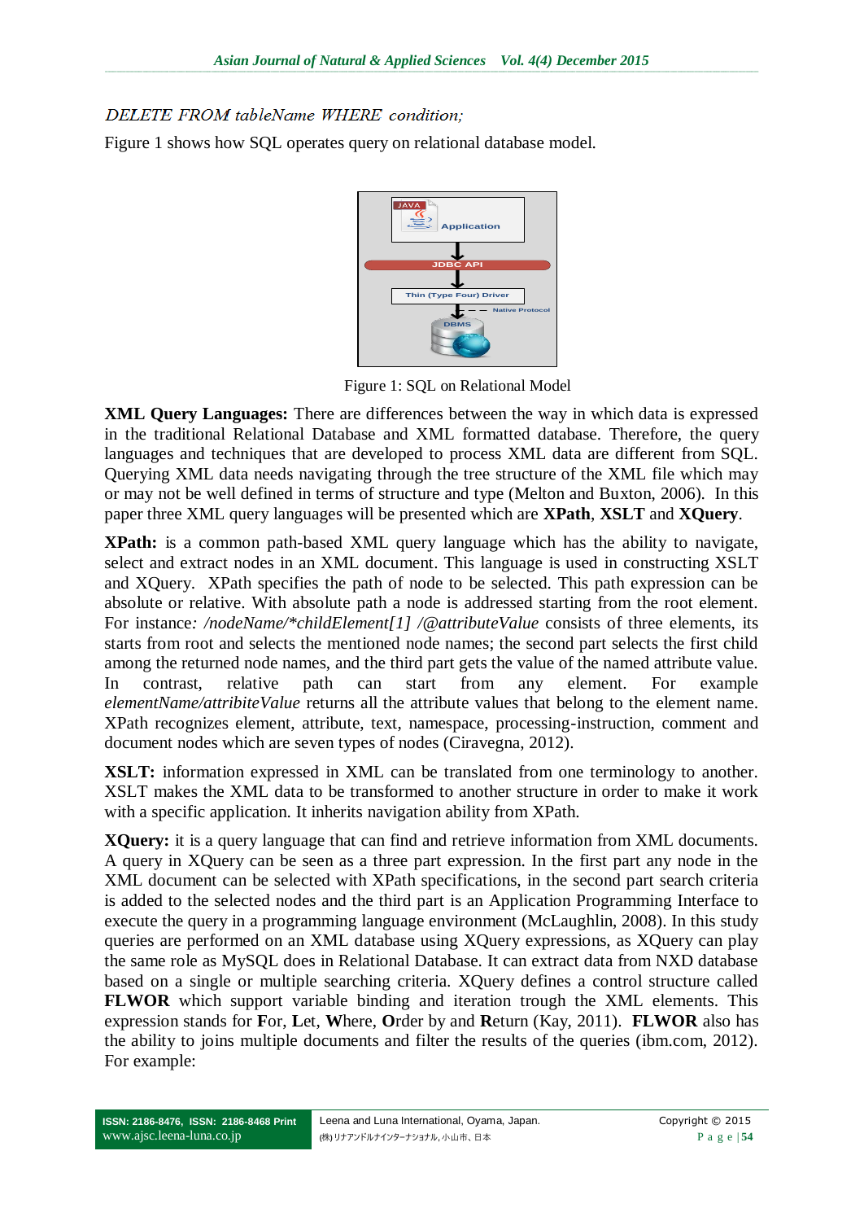*DELETE FROM tableName WHERE condition;*

Figure 1 shows how SQL operates query on relational database model.

Figure 1: SQL on Relational Model

**XML Query Languages:** There are differences between the way in which data is expressed in the traditional Relational Database and XML formatted database. Therefore, the query languages and techniques that are developed to process XML data are different from SQL. Querying XML data needs navigating through the tree structure of the XML file which may or may not be well defined in terms of structure and type (Melton and Buxton, 2006). In this paper three XML query languages will be presented which are **XPath**, **XSLT** and **XQuery**.

**XPath:** is a common path-based XML query language which has the ability to navigate, select and extract nodes in an XML document. This language is used in constructing XSLT and XQuery. XPath specifies the path of node to be selected. This path expression can be absolute or relative. With absolute path a node is addressed starting from the root element. For instance*: /nodeName/*childElement[1] /@attributeValue* consists of three elements, its starts from root and selects the mentioned node names; the second part selects the first child among the returned node names, and the third part gets the value of the named attribute value. In contrast, relative path can start from any element. For example *elementName/attribiteValue* returns all the attribute values that belong to the element name. XPath recognizes element, attribute, text, namespace, processing-instruction, comment and document nodes which are seven types of nodes (Ciravegna, 2012).

**XSLT:** information expressed in XML can be translated from one terminology to another. XSLT makes the XML data to be transformed to another structure in order to make it work with a specific application. It inherits navigation ability from XPath.

**XQuery:** it is a query language that can find and retrieve information from XML documents. A query in XQuery can be seen as a three part expression. In the first part any node in the XML document can be selected with XPath specifications, in the second part search criteria is added to the selected nodes and the third part is an Application Programming Interface to execute the query in a programming language environment (McLaughlin, 2008). In this study queries are performed on an XML database using XQuery expressions, as XQuery can play the same role as MySQL does in Relational Database. It can extract data from NXD database based on a single or multiple searching criteria. XQuery defines a control structure called **FLWOR** which support variable binding and iteration trough the XML elements. This expression stands for **F**or, **L**et, **W**here, **O**rder by and **R**eturn (Kay, 2011). **FLWOR** also has the ability to joins multiple documents and filter the results of the queries (ibm.com, 2012). For example: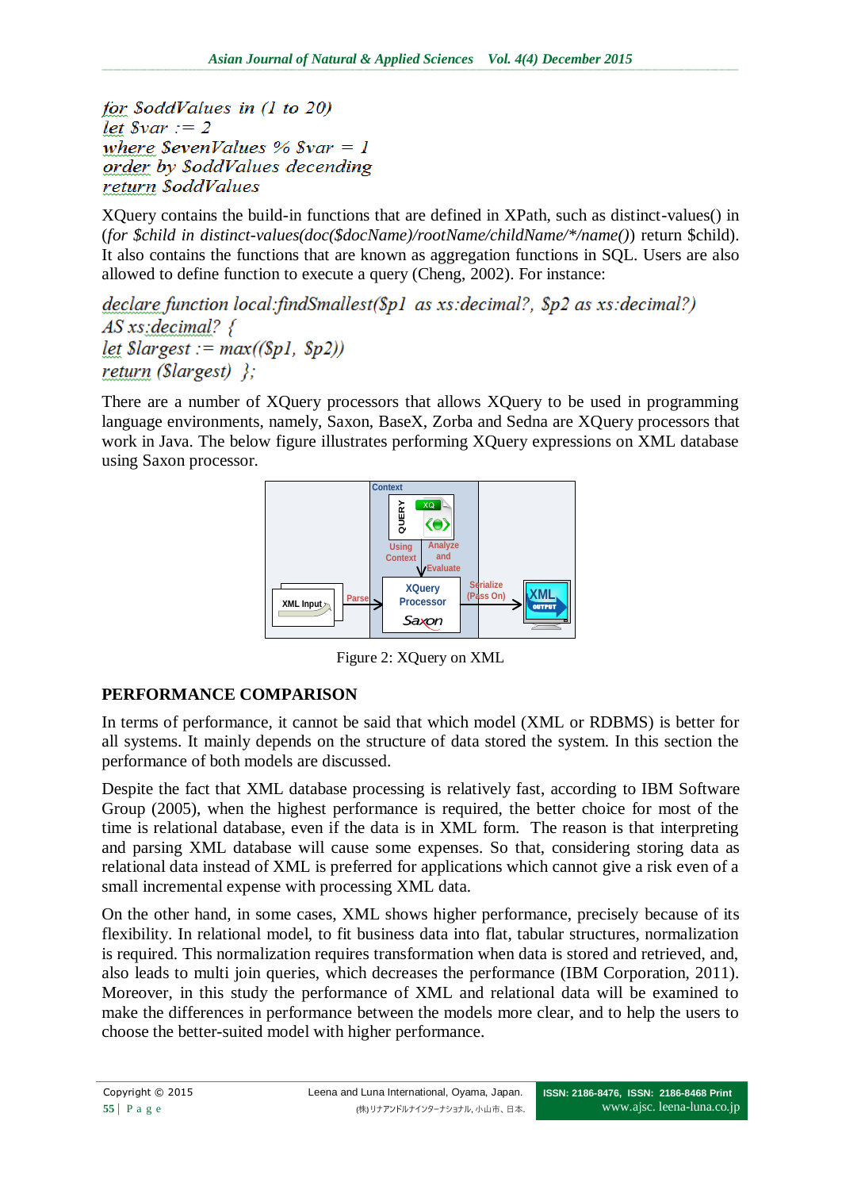```
for $oddValues in (1 to 20)
let $var := 2
where $evenValues % $var = 1
order by $oddValues decending
return $oddValues
```

XQuery contains the build-in functions that are defined in XPath, such as distinct-values() in (*for $child in distinct-values(doc($docName)/rootName/childName/*/name()*) return $child). It also contains the functions that are known as aggregation functions in SQL. Users are also allowed to define function to execute a query (Cheng, 2002). For instance:

```
declare function local:findSmallest($p1 as xs:decimal?, $p2 as xs:decimal?)
AS xs:decimal? {
let $largest := max(($p1, $p2))
return ($largest) };
```

There are a number of XQuery processors that allows XQuery to be used in programming language environments, namely, Saxon, BaseX, Zorba and Sedna are XQuery processors that work in Java. The below figure illustrates performing XQuery expressions on XML database using Saxon processor.

Figure 2: XQuery on XML

## PERFORMANCE COMPARISON

In terms of performance, it cannot be said that which model (XML or RDBMS) is better for all systems. It mainly depends on the structure of data stored the system. In this section the performance of both models are discussed.

Despite the fact that XML database processing is relatively fast, according to IBM Software Group (2005), when the highest performance is required, the better choice for most of the time is relational database, even if the data is in XML form. The reason is that interpreting and parsing XML database will cause some expenses. So that, considering storing data as relational data instead of XML is preferred for applications which cannot give a risk even of a small incremental expense with processing XML data.

On the other hand, in some cases, XML shows higher performance, precisely because of its flexibility. In relational model, to fit business data into flat, tabular structures, normalization is required. This normalization requires transformation when data is stored and retrieved, and, also leads to multi join queries, which decreases the performance (IBM Corporation, 2011). Moreover, in this study the performance of XML and relational data will be examined to make the differences in performance between the models more clear, and to help the users to choose the better-suited model with higher performance.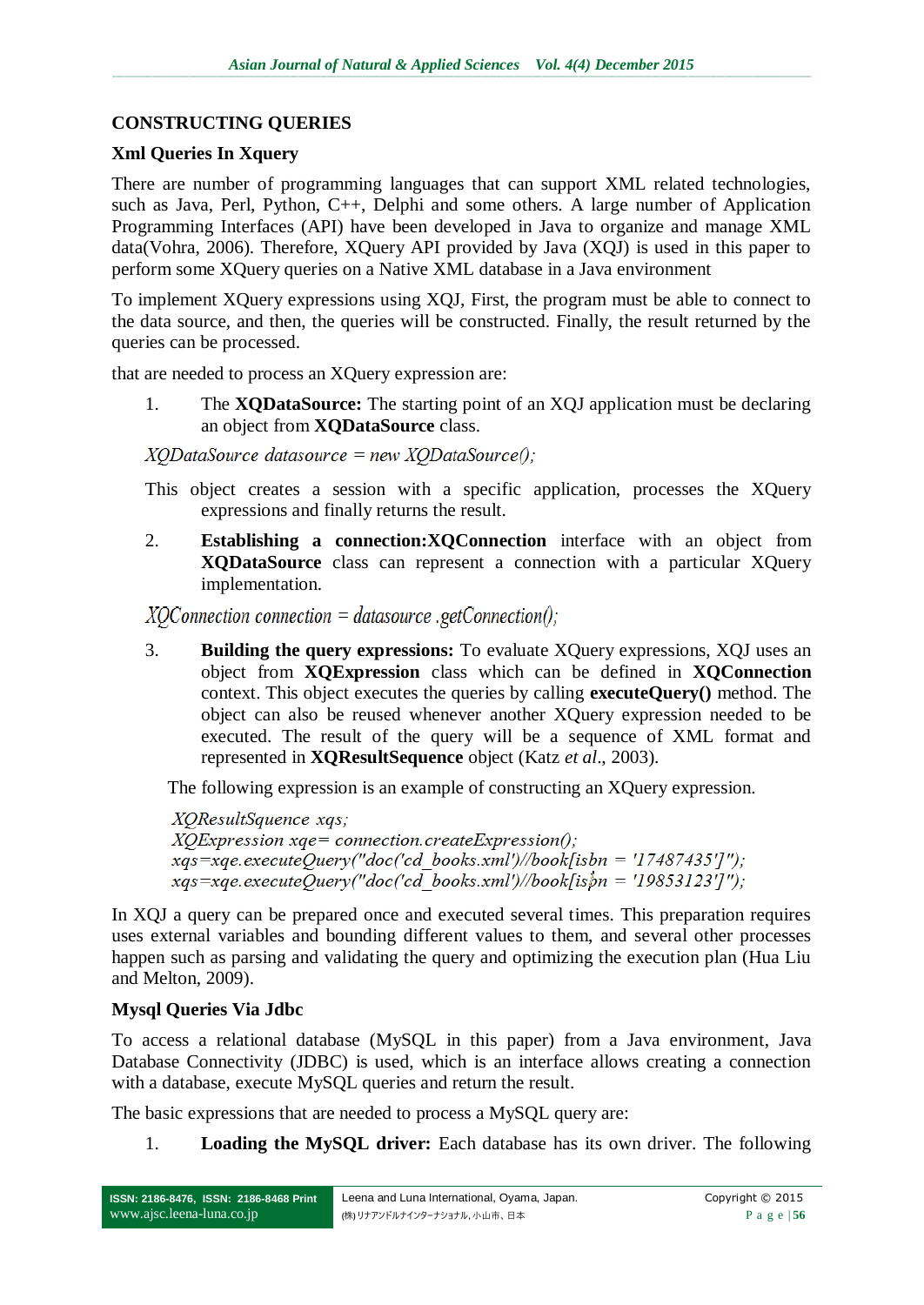## CONSTRUCTING QUERIES

### Xml Queries In Xquery

There are number of programming languages that can support XML related technologies, such as Java, Perl, Python, C++, Delphi and some others. A large number of Application Programming Interfaces (API) have been developed in Java to organize and manage XML data(Vohra, 2006). Therefore, XQuery API provided by Java (XQJ) is used in this paper to perform some XQuery queries on a Native XML database in a Java environment

To implement XQuery expressions using XQJ, First, the program must be able to connect to the data source, and then, the queries will be constructed. Finally, the result returned by the queries can be processed.

that are needed to process an XQuery expression are:

1. The **XQDataSource:** The starting point of an XQJ application must be declaring an object from **XQDataSource** class.

```
XQDataSource datasource = new XQDataSource();
```

This object creates a session with a specific application, processes the XQuery expressions and finally returns the result.

2. **Establishing a connection:XQConnection** interface with an object from **XQDataSource** class can represent a connection with a particular XQuery implementation.

```
XQConnection connection = datasource .getConnection();
```

3. **Building the query expressions:** To evaluate XQuery expressions, XQJ uses an object from **XQExpression** class which can be defined in **XQConnection** context. This object executes the queries by calling **executeQuery()** method. The object can also be reused whenever another XQuery expression needed to be executed. The result of the query will be a sequence of XML format and represented in **XQResultSequence** object (Katz *et al*., 2003).

The following expression is an example of constructing an XQuery expression.

```
XQResultSquence xqs;
XQExpression xqe= connection.createExpression();
xqs=xqe.executeQuery("doc('cd_books.xml')//book[isbn = '17487435']");
xqs=xqe.executeQuery("doc('cd_books.xml')//book[isbn = '19853123']");
```

In XQJ a query can be prepared once and executed several times. This preparation requires uses external variables and bounding different values to them, and several other processes happen such as parsing and validating the query and optimizing the execution plan (Hua Liu and Melton, 2009).

### Mysql Queries Via Jdbc

To access a relational database (MySQL in this paper) from a Java environment, Java Database Connectivity (JDBC) is used, which is an interface allows creating a connection with a database, execute MySQL queries and return the result.

The basic expressions that are needed to process a MySQL query are:

1. **Loading the MySQL driver:** Each database has its own driver. The following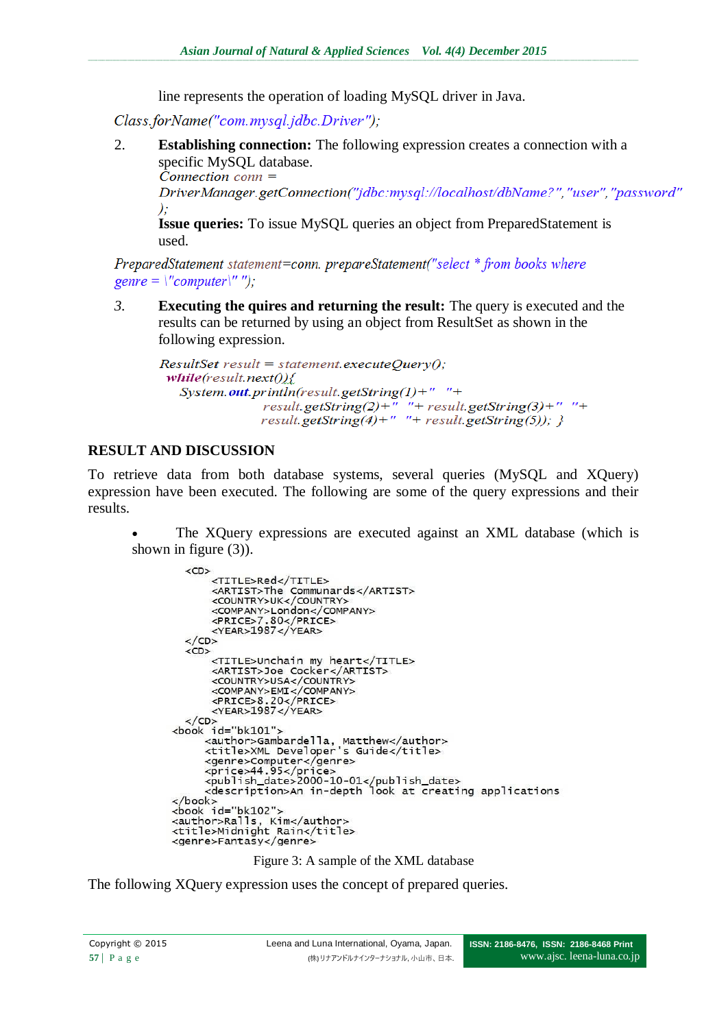line represents the operation of loading MySQL driver in Java.

```
Class.forName("com.mysql.jdbc.Driver");
```

2. **Establishing connection:** The following expression creates a connection with a specific MySQL database.

```
Connection conn =
DriverManager.getConnection("jdbc:mysql://localhost/dbName?","user","password"
);
```

**Issue queries:** To issue MySQL queries an object from PreparedStatement is used.

```
PreparedStatement statement=conn. prepareStatement("select * from books where
genre = \"computer\" ");
```

3. **Executing the quires and returning the result:** The query is executed and the results can be returned by using an object from ResultSet as shown in the following expression.

```
ResultSet result = statement.executeQuery();
 while(result.next()){
   System.out.println(result.getString(1)+"   "+
                result.getString(2)+"   "+ result.getString(3)+"   "+
                result.getString(4)+"   "+ result.getString(5)); }
```

## RESULT AND DISCUSSION

To retrieve data from both database systems, several queries (MySQL and XQuery) expression have been executed. The following are some of the query expressions and their results.

- The XQuery expressions are executed against an XML database (which is shown in figure (3)).

```
<CD>
    <TITLE>Red</TITLE>
    <ARTIST>The Communards</ARTIST>
    <COUNTRY>UK</COUNTRY>
    <COMPANY>London</COMPANY>
    <PRICE>7.80</PRICE>
    <YEAR>1987</YEAR>
</CD>
<CD>
    <TITLE>Unchain my heart</TITLE>
    <ARTIST>Joe Cocker</ARTIST>
    <COUNTRY>USA</COUNTRY>
    <COMPANY>EMI</COMPANY>
    <PRICE>8.20</PRICE>
    <YEAR>1987</YEAR>
</CD>
<book id="bk101">
    <author>Gambardella, Matthew</author>
    <title>XML Developer's Guide</title>
    <genre>Computer</genre>
    <price>44.95</price>
    <publish_date>2000-10-01</publish_date>
    <description>An in-depth look at creating applications
</book>
<book id="bk102">
<author>Ralls, Kim</author>
<title>Midnight Rain</title>
<genre>Fantasy</genre>
```

Figure 3: A sample of the XML database

The following XQuery expression uses the concept of prepared queries.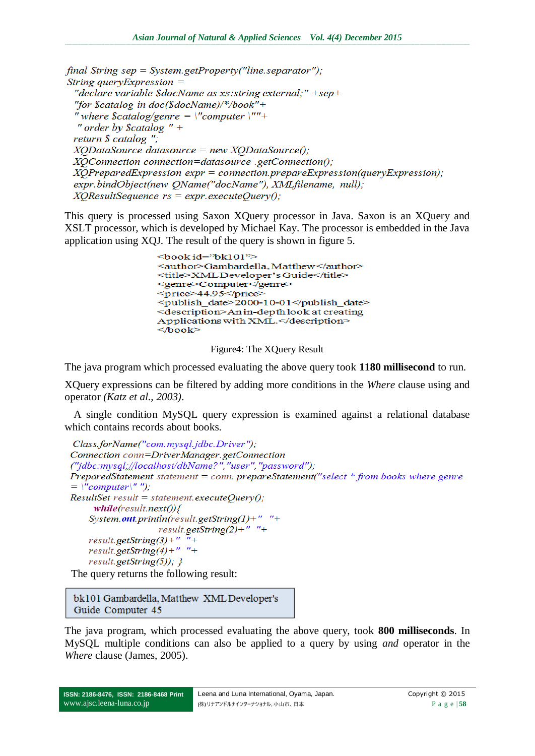```
final String sep = System.getProperty("line.separator");
String queryExpression =
  "declare variable $docName as xs:string external;" +sep+
  "for $catalog in doc($docName)/*/book"+
  " where $catalog/genre = \"computer \""+
  " order by $catalog " +
  return $ catalog ";
  XQDataSource datasource = new XQDataSource();
  XQConnection connection=datasource .getConnection();
  XQPreparedExpression expr = connection.prepareExpression(queryExpression);
  expr.bindObject(new QName("docName"), XMLfilename, null);
  XQResultSequence rs = expr.executeQuery();
```

This query is processed using Saxon XQuery processor in Java. Saxon is an XQuery and XSLT processor, which is developed by Michael Kay. The processor is embedded in the Java application using XQJ. The result of the query is shown in figure 5.

```
<book id="bk101">
<author>Gambardella, Matthew</author>
<title>XML Developer's Guide</title>
<genre>Computer</genre>
<price>44.95</price>
<publish_date>2000-10-01</publish_date>
<description>An in-depth look at creating
Applications with XML.</description>
</book>
```

Figure4: The XQuery Result

The java program which processed evaluating the above query took **1180 millisecond** to run.

XQuery expressions can be filtered by adding more conditions in the *Where* clause using and operator *(Katz et al., 2003)*.

A single condition MySQL query expression is examined against a relational database which contains records about books.

```
Class.forName("com.mysql.jdbc.Driver");
Connection conn=DriverManager.getConnection
("jdbc:mysql://localhost/dbName?","user","password");
PreparedStatement statement = conn. prepareStatement("select * from books where genre
= \"computer\" ");
ResultSet result = statement.executeQuery();
    while(result.next()){
   System.out.println(result.getString(1)+" "+
                 result.getString(2)+" "+
   result.getString(3)+" "+
   result.getString(4)+" "+
   result.getString(5)); }
```

The query returns the following result:

```
bk101 Gambardella, Matthew XML Developer's
Guide Computer 45
```

The java program, which processed evaluating the above query, took **800 milliseconds**. In MySQL multiple conditions can also be applied to a query by using *and* operator in the *Where* clause (James, 2005).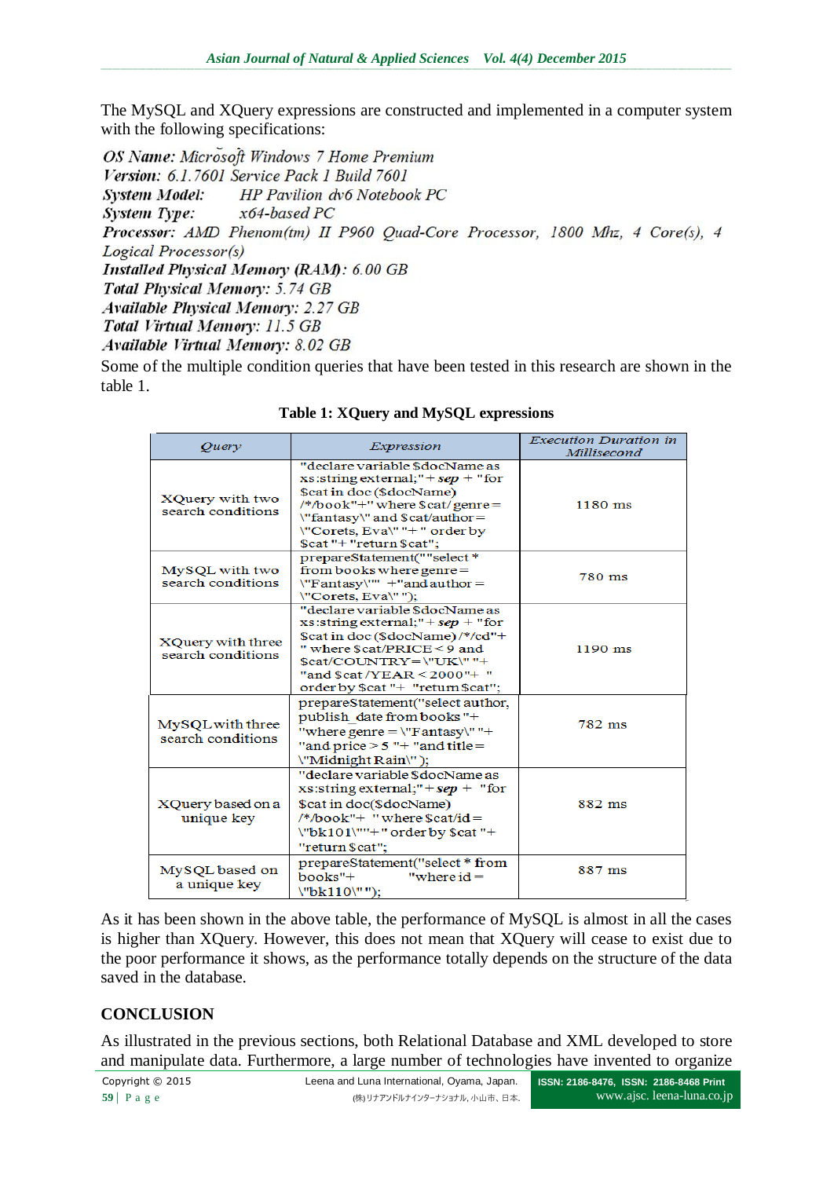The MySQL and XQuery expressions are constructed and implemented in a computer system with the following specifications:

***OS Name:*** *Microsoft Windows 7 Home Premium*
***Version:*** *6.1.7601 Service Pack 1 Build 7601*
***System Model:*** *HP Pavilion dv6 Notebook PC*
***System Type:*** *x64-based PC*
***Processor:*** *AMD Phenom(tm) II P960 Quad-Core Processor, 1800 Mhz, 4 Core(s), 4 Logical Processor(s)*
***Installed Physical Memory (RAM):*** *6.00 GB*
***Total Physical Memory:*** *5.74 GB*
***Available Physical Memory:*** *2.27 GB*
***Total Virtual Memory:*** *11.5 GB*
***Available Virtual Memory:*** *8.02 GB*

Some of the multiple condition queries that have been tested in this research are shown in the table 1.

**Table 1: XQuery and MySQL expressions**

| *Query* | *Expression* | *Execution Duration in Millisecond* |
|---|---|---|
| XQuery with two search conditions | "declare variable $docName as xs:string external;" + ***sep*** + "for $cat in doc ($docName) /*/book"+" where $cat/ genre = \"fantasy\" and $cat/author = \"Corets, Eva\" "+ " order by $cat "+ "return $cat"; | 1180 ms |
| MySQL with two search conditions | prepareStatement(""select * from books where genre = \"Fantasy\"" +"and author = \"Corets, Eva\" "); | 780 ms |
| XQuery with three search conditions | "declare variable $docName as xs:string external;" + ***sep*** + "for $cat in doc ($docName) /*/cd"+ " where $cat/PRICE < 9 and $cat/COUNTRY = \"UK\" "+ "and $cat /YEAR < 2000"+ " order by $cat "+ "return $cat"; | 1190 ms |
| MySQL with three search conditions | prepareStatement("select author, publish_date from books "+ "where genre = \"Fantasy\" "+ "and price > 5 "+ "and title = \"Midnight Rain\" "); | 782 ms |
| XQuery based on a unique key | "declare variable $docName as xs:string external;" + ***sep*** + "for $cat in doc($docName) /*/book"+ " where $cat/id = \"bk101\""+" order by $cat "+ "return $cat"; | 882 ms |
| MySQL based on a unique key | prepareStatement("select * from books"+ "where id = \"bk110\" "); | 887 ms |

As it has been shown in the above table, the performance of MySQL is almost in all the cases is higher than XQuery. However, this does not mean that XQuery will cease to exist due to the poor performance it shows, as the performance totally depends on the structure of the data saved in the database.

## CONCLUSION

As illustrated in the previous sections, both Relational Database and XML developed to store and manipulate data. Furthermore, a large number of technologies have invented to organize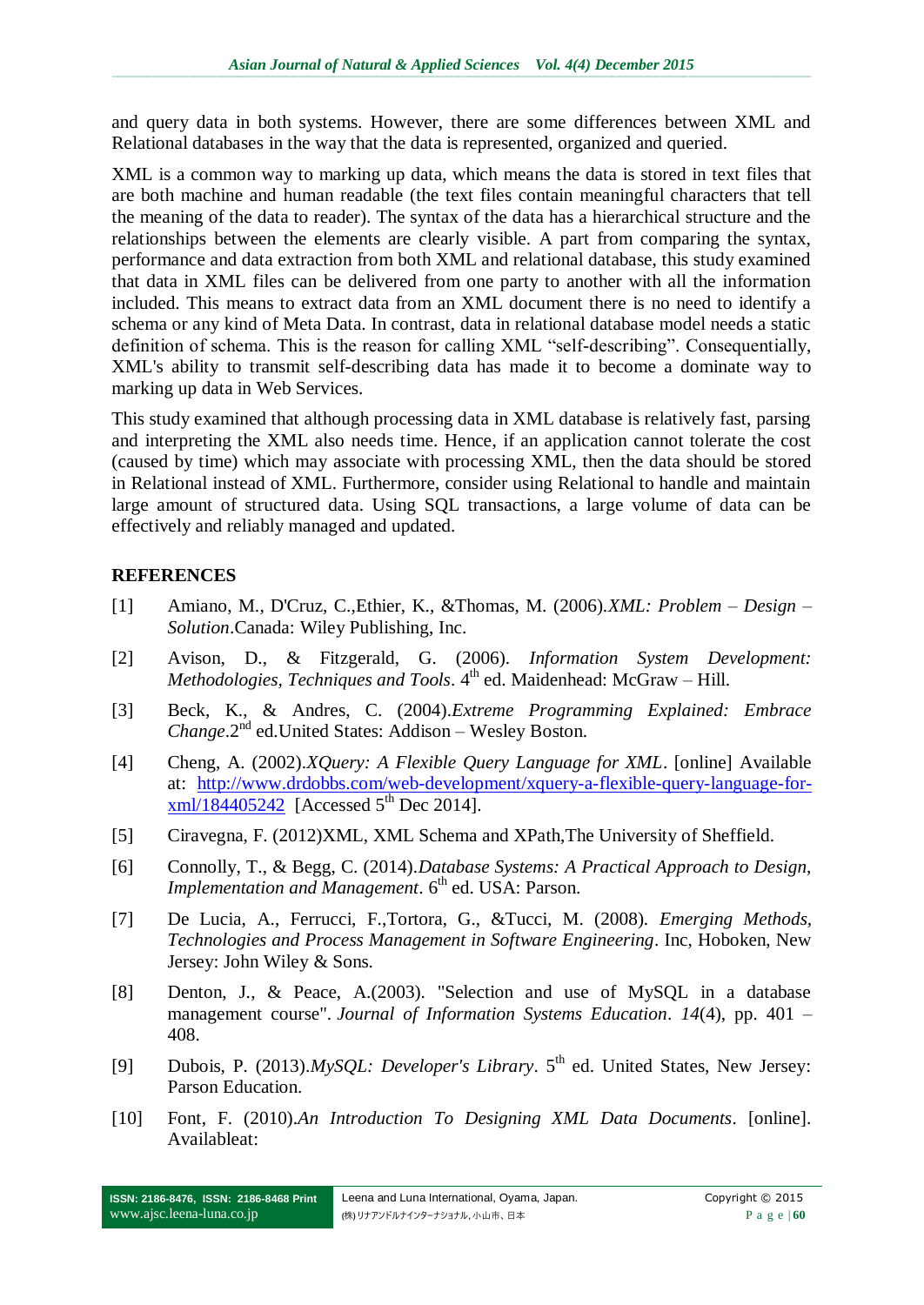and query data in both systems. However, there are some differences between XML and Relational databases in the way that the data is represented, organized and queried.

XML is a common way to marking up data, which means the data is stored in text files that are both machine and human readable (the text files contain meaningful characters that tell the meaning of the data to reader). The syntax of the data has a hierarchical structure and the relationships between the elements are clearly visible. A part from comparing the syntax, performance and data extraction from both XML and relational database, this study examined that data in XML files can be delivered from one party to another with all the information included. This means to extract data from an XML document there is no need to identify a schema or any kind of Meta Data. In contrast, data in relational database model needs a static definition of schema. This is the reason for calling XML "self-describing". Consequentially, XML's ability to transmit self-describing data has made it to become a dominate way to marking up data in Web Services.

This study examined that although processing data in XML database is relatively fast, parsing and interpreting the XML also needs time. Hence, if an application cannot tolerate the cost (caused by time) which may associate with processing XML, then the data should be stored in Relational instead of XML. Furthermore, consider using Relational to handle and maintain large amount of structured data. Using SQL transactions, a large volume of data can be effectively and reliably managed and updated.

## REFERENCES

[1] Amiano, M., D'Cruz, C.,Ethier, K., &Thomas, M. (2006).*XML: Problem – Design – Solution*.Canada: Wiley Publishing, Inc.

[2] Avison, D., & Fitzgerald, G. (2006). *Information System Development: Methodologies, Techniques and Tools*. 4th ed. Maidenhead: McGraw – Hill.

[3] Beck, K., & Andres, C. (2004).*Extreme Programming Explained: Embrace Change*.2nd ed.United States: Addison – Wesley Boston.

[4] Cheng, A. (2002).*XQuery: A Flexible Query Language for XML*. [online] Available at: http://www.drdobbs.com/web-development/xquery-a-flexible-query-language-for-xml/184405242 [Accessed 5th Dec 2014].

[5] Ciravegna, F. (2012)XML, XML Schema and XPath,The University of Sheffield.

[6] Connolly, T., & Begg, C. (2014).*Database Systems: A Practical Approach to Design, Implementation and Management*. 6th ed. USA: Parson.

[7] De Lucia, A., Ferrucci, F.,Tortora, G., &Tucci, M. (2008). *Emerging Methods, Technologies and Process Management in Software Engineering*. Inc, Hoboken, New Jersey: John Wiley & Sons.

[8] Denton, J., & Peace, A.(2003). "Selection and use of MySQL in a database management course". *Journal of Information Systems Education*. *14*(4), pp. 401 – 408.

[9] Dubois, P. (2013).*MySQL: Developer's Library*. 5th ed. United States, New Jersey: Parson Education.

[10] Font, F. (2010).*An Introduction To Designing XML Data Documents*. [online]. Availableat: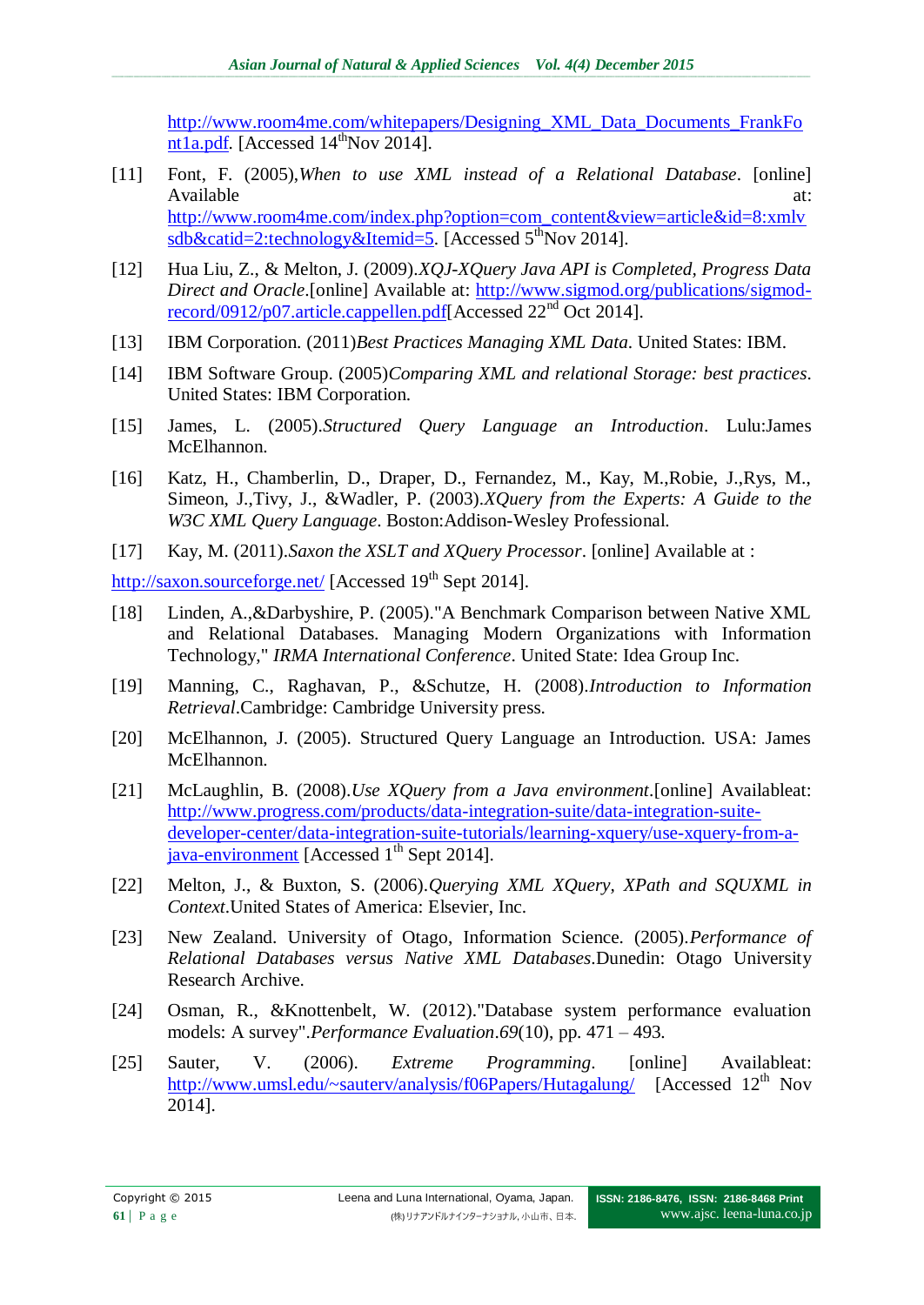http://www.room4me.com/whitepapers/Designing_XML_Data_Documents_FrankFont1a.pdf. [Accessed 14th Nov 2014].

[11] Font, F. (2005), *When to use XML instead of a Relational Database*. [online] Available at: http://www.room4me.com/index.php?option=com_content&view=article&id=8:xmlvsdb&catid=2:technology&Itemid=5. [Accessed 5th Nov 2014].

[12] Hua Liu, Z., & Melton, J. (2009). *XQJ-XQuery Java API is Completed, Progress Data Direct and Oracle*. [online] Available at: http://www.sigmod.org/publications/sigmod-record/0912/p07.article.cappellen.pdf [Accessed 22nd Oct 2014].

[13] IBM Corporation. (2011) *Best Practices Managing XML Data*. United States: IBM.

[14] IBM Software Group. (2005) *Comparing XML and relational Storage: best practices*. United States: IBM Corporation.

[15] James, L. (2005). *Structured Query Language an Introduction*. Lulu:James McElhannon.

[16] Katz, H., Chamberlin, D., Draper, D., Fernandez, M., Kay, M., Robie, J., Rys, M., Simeon, J., Tivy, J., &Wadler, P. (2003). *XQuery from the Experts: A Guide to the W3C XML Query Language*. Boston:Addison-Wesley Professional.

[17] Kay, M. (2011). *Saxon the XSLT and XQuery Processor*. [online] Available at : http://saxon.sourceforge.net/ [Accessed 19th Sept 2014].

[18] Linden, A., &Darbyshire, P. (2005). "A Benchmark Comparison between Native XML and Relational Databases. Managing Modern Organizations with Information Technology," *IRMA International Conference*. United State: Idea Group Inc.

[19] Manning, C., Raghavan, P., &Schutze, H. (2008). *Introduction to Information Retrieval*. Cambridge: Cambridge University press.

[20] McElhannon, J. (2005). Structured Query Language an Introduction. USA: James McElhannon.

[21] McLaughlin, B. (2008). *Use XQuery from a Java environment*. [online] Availableat: http://www.progress.com/products/data-integration-suite/data-integration-suite-developer-center/data-integration-suite-tutorials/learning-xquery/use-xquery-from-a-java-environment [Accessed 1th Sept 2014].

[22] Melton, J., & Buxton, S. (2006). *Querying XML XQuery, XPath and SQUXML in Context*. United States of America: Elsevier, Inc.

[23] New Zealand. University of Otago, Information Science. (2005). *Performance of Relational Databases versus Native XML Databases*. Dunedin: Otago University Research Archive.

[24] Osman, R., &Knottenbelt, W. (2012). "Database system performance evaluation models: A survey". *Performance Evaluation*. *69*(10), pp. 471 – 493.

[25] Sauter, V. (2006). *Extreme Programming*. [online] Availableat: http://www.umsl.edu/~sauterv/analysis/f06Papers/Hutagalung/ [Accessed 12th Nov 2014].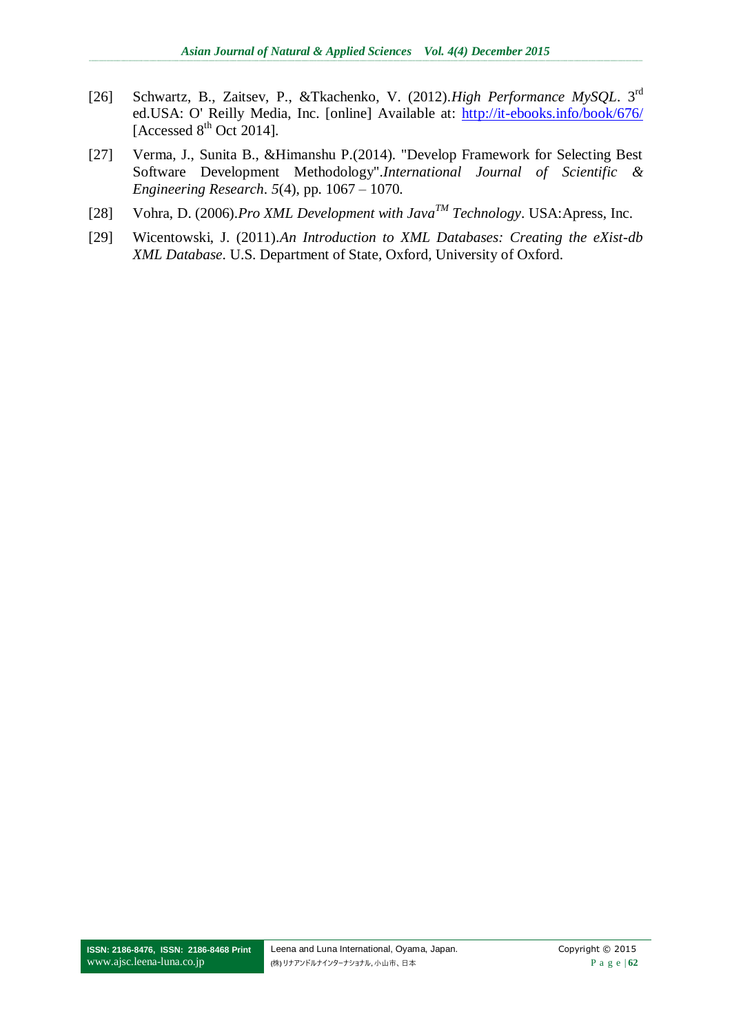[26] Schwartz, B., Zaitsev, P., &Tkachenko, V. (2012).*High Performance MySQL*. 3rd ed.USA: O' Reilly Media, Inc. [online] Available at: http://it-ebooks.info/book/676/ [Accessed 8th Oct 2014].

[27] Verma, J., Sunita B., &Himanshu P.(2014). "Develop Framework for Selecting Best Software Development Methodology".*International Journal of Scientific & Engineering Research*. *5*(4), pp. 1067 – 1070.

[28] Vohra, D. (2006).*Pro XML Development with JavaTM Technology*. USA:Apress, Inc.

[29] Wicentowski, J. (2011).*An Introduction to XML Databases: Creating the eXist-db XML Database*. U.S. Department of State, Oxford, University of Oxford.